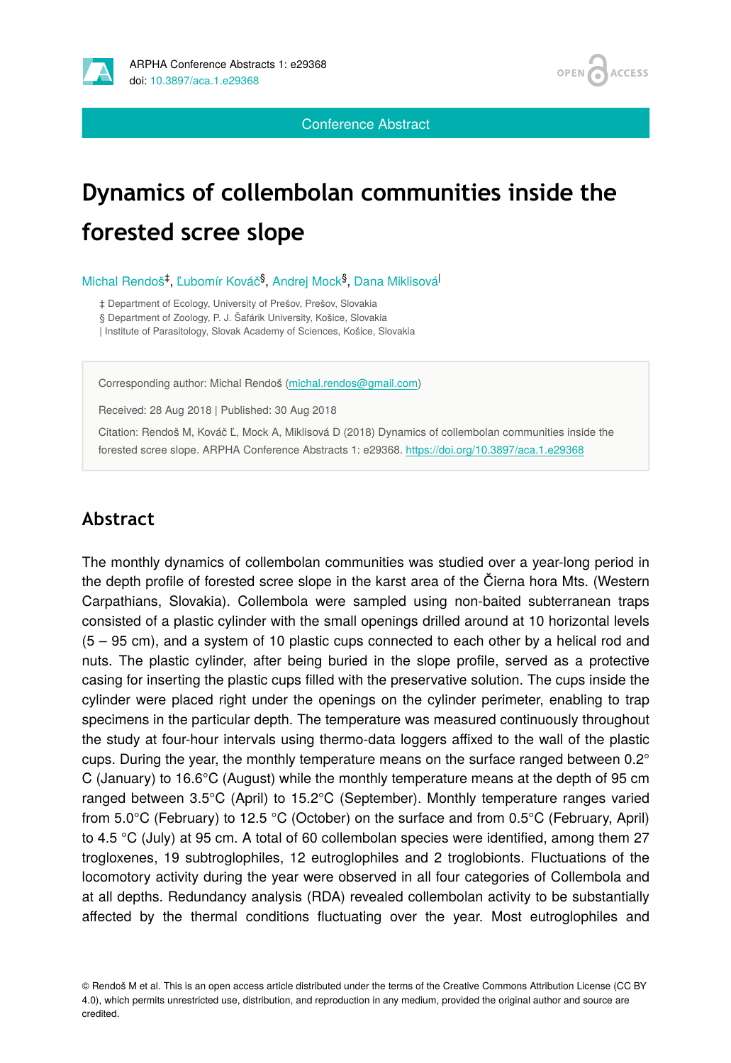Conference Abstract

# Dynamics of collembolan communities inside the forested scree slope

Michal Rendoš[‡], Ľubomír Kováč[§], Andrej Mock[§], Dana Miklisová[|]

‡ Department of Ecology, University of Prešov, Prešov, Slovakia
§ Department of Zoology, P. J. Šafárik University, Košice, Slovakia
| Institute of Parasitology, Slovak Academy of Sciences, Košice, Slovakia

Corresponding author: Michal Rendoš (michal.rendos@gmail.com)

Received: 28 Aug 2018 | Published: 30 Aug 2018

Citation: Rendoš M, Kováč Ľ, Mock A, Miklisová D (2018) Dynamics of collembolan communities inside the forested scree slope. ARPHA Conference Abstracts 1: e29368. https://doi.org/10.3897/aca.1.e29368

## Abstract

The monthly dynamics of collembolan communities was studied over a year-long period in the depth profile of forested scree slope in the karst area of the Čierna hora Mts. (Western Carpathians, Slovakia). Collembola were sampled using non-baited subterranean traps consisted of a plastic cylinder with the small openings drilled around at 10 horizontal levels (5 – 95 cm), and a system of 10 plastic cups connected to each other by a helical rod and nuts. The plastic cylinder, after being buried in the slope profile, served as a protective casing for inserting the plastic cups filled with the preservative solution. The cups inside the cylinder were placed right under the openings on the cylinder perimeter, enabling to trap specimens in the particular depth. The temperature was measured continuously throughout the study at four-hour intervals using thermo-data loggers affixed to the wall of the plastic cups. During the year, the monthly temperature means on the surface ranged between 0.2°C (January) to 16.6°C (August) while the monthly temperature means at the depth of 95 cm ranged between 3.5°C (April) to 15.2°C (September). Monthly temperature ranges varied from 5.0°C (February) to 12.5 °C (October) on the surface and from 0.5°C (February, April) to 4.5 °C (July) at 95 cm. A total of 60 collembolan species were identified, among them 27 trogloxenes, 19 subtroglophiles, 12 eutroglophiles and 2 troglobionts. Fluctuations of the locomotory activity during the year were observed in all four categories of Collembola and at all depths. Redundancy analysis (RDA) revealed collembolan activity to be substantially affected by the thermal conditions fluctuating over the year. Most eutroglophiles and

© Rendoš M et al. This is an open access article distributed under the terms of the Creative Commons Attribution License (CC BY 4.0), which permits unrestricted use, distribution, and reproduction in any medium, provided the original author and source are credited.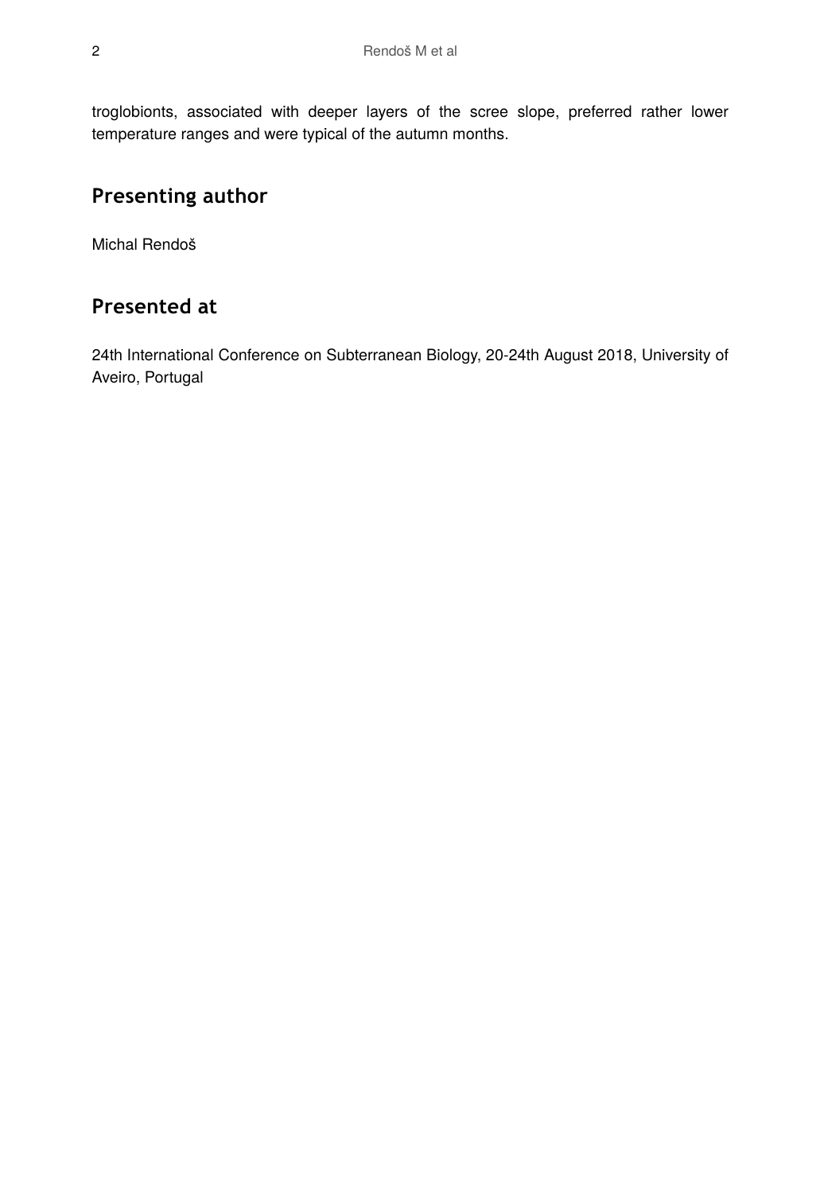troglobionts, associated with deeper layers of the scree slope, preferred rather lower temperature ranges and were typical of the autumn months.

## Presenting author

Michal Rendoš

## Presented at

24th International Conference on Subterranean Biology, 20-24th August 2018, University of Aveiro, Portugal